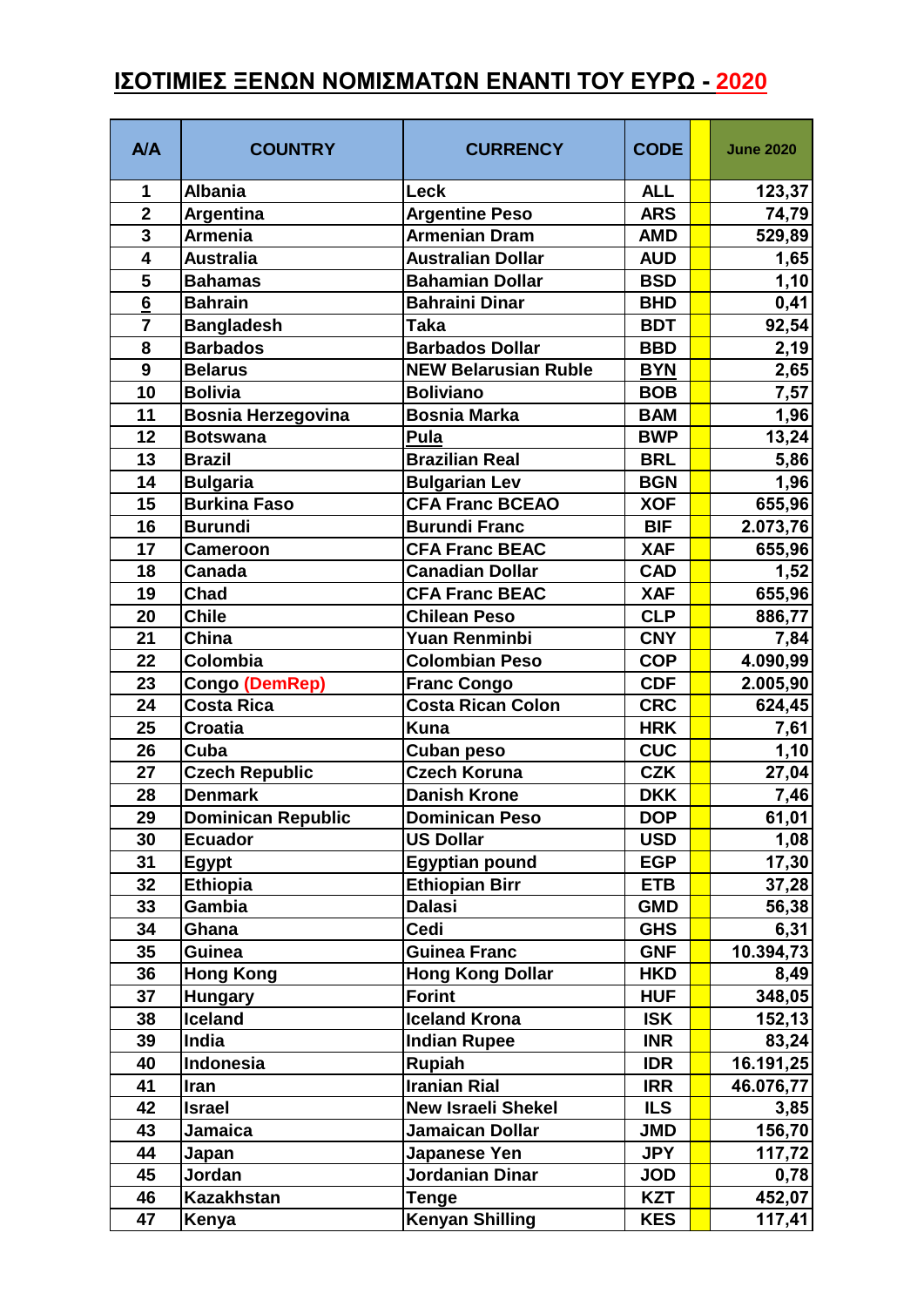# ΙΣΟΤΙΜΙΕΣ ΞΕΝΩΝ ΝΟΜΙΣΜΑΤΩΝ ΕΝΑΝΤΙ ΤΟΥ ΕΥΡΩ - 2020

| A/A | COUNTRY | CURRENCY | CODE | | June 2020 |
|---|---|---|---|---|---|
| 1 | Albania | Leck | ALL | | 123,37 |
| 2 | Argentina | Argentine Peso | ARS | | 74,79 |
| 3 | Armenia | Armenian Dram | AMD | | 529,89 |
| 4 | Australia | Australian Dollar | AUD | | 1,65 |
| 5 | Bahamas | Bahamian Dollar | BSD | | 1,10 |
| 6 | Bahrain | Bahraini Dinar | BHD | | 0,41 |
| 7 | Bangladesh | Taka | BDT | | 92,54 |
| 8 | Barbados | Barbados Dollar | BBD | | 2,19 |
| 9 | Belarus | NEW Belarusian Ruble | BYN | | 2,65 |
| 10 | Bolivia | Boliviano | BOB | | 7,57 |
| 11 | Bosnia Herzegovina | Bosnia Marka | BAM | | 1,96 |
| 12 | Botswana | Pula | BWP | | 13,24 |
| 13 | Brazil | Brazilian Real | BRL | | 5,86 |
| 14 | Bulgaria | Bulgarian Lev | BGN | | 1,96 |
| 15 | Burkina Faso | CFA Franc BCEAO | XOF | | 655,96 |
| 16 | Burundi | Burundi Franc | BIF | | 2.073,76 |
| 17 | Cameroon | CFA Franc BEAC | XAF | | 655,96 |
| 18 | Canada | Canadian Dollar | CAD | | 1,52 |
| 19 | Chad | CFA Franc BEAC | XAF | | 655,96 |
| 20 | Chile | Chilean Peso | CLP | | 886,77 |
| 21 | China | Yuan Renminbi | CNY | | 7,84 |
| 22 | Colombia | Colombian Peso | COP | | 4.090,99 |
| 23 | Congo (DemRep) | Franc Congo | CDF | | 2.005,90 |
| 24 | Costa Rica | Costa Rican Colon | CRC | | 624,45 |
| 25 | Croatia | Kuna | HRK | | 7,61 |
| 26 | Cuba | Cuban peso | CUC | | 1,10 |
| 27 | Czech Republic | Czech Koruna | CZK | | 27,04 |
| 28 | Denmark | Danish Krone | DKK | | 7,46 |
| 29 | Dominican Republic | Dominican Peso | DOP | | 61,01 |
| 30 | Ecuador | US Dollar | USD | | 1,08 |
| 31 | Egypt | Egyptian pound | EGP | | 17,30 |
| 32 | Ethiopia | Ethiopian Birr | ETB | | 37,28 |
| 33 | Gambia | Dalasi | GMD | | 56,38 |
| 34 | Ghana | Cedi | GHS | | 6,31 |
| 35 | Guinea | Guinea Franc | GNF | | 10.394,73 |
| 36 | Hong Kong | Hong Kong Dollar | HKD | | 8,49 |
| 37 | Hungary | Forint | HUF | | 348,05 |
| 38 | Iceland | Iceland Krona | ISK | | 152,13 |
| 39 | India | Indian Rupee | INR | | 83,24 |
| 40 | Indonesia | Rupiah | IDR | | 16.191,25 |
| 41 | Iran | Iranian Rial | IRR | | 46.076,77 |
| 42 | Israel | New Israeli Shekel | ILS | | 3,85 |
| 43 | Jamaica | Jamaican Dollar | JMD | | 156,70 |
| 44 | Japan | Japanese Yen | JPY | | 117,72 |
| 45 | Jordan | Jordanian Dinar | JOD | | 0,78 |
| 46 | Kazakhstan | Tenge | KZT | | 452,07 |
| 47 | Kenya | Kenyan Shilling | KES | | 117,41 |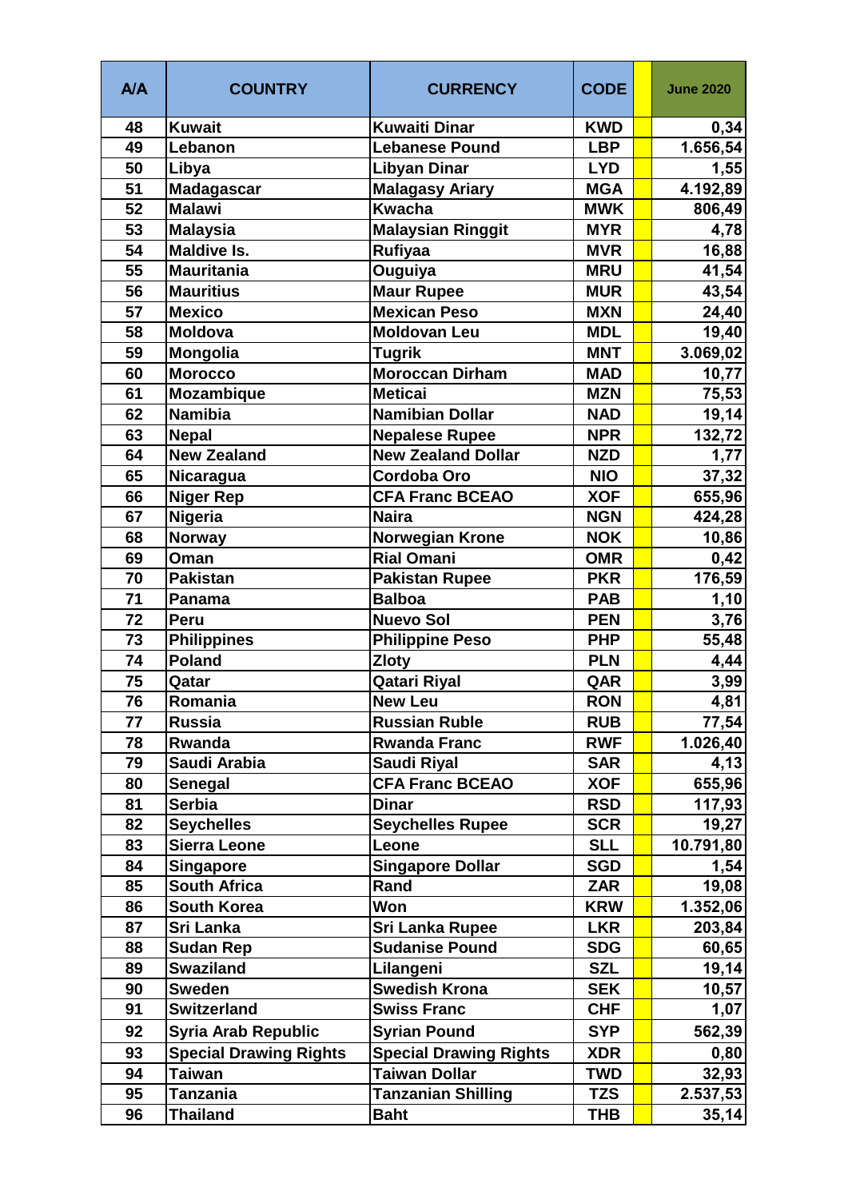| A/A | COUNTRY | CURRENCY | CODE | | June 2020 |
|---|---|---|---|---|---|
| 48 | Kuwait | Kuwaiti Dinar | KWD | | 0,34 |
| 49 | Lebanon | Lebanese Pound | LBP | | 1.656,54 |
| 50 | Libya | Libyan Dinar | LYD | | 1,55 |
| 51 | Madagascar | Malagasy Ariary | MGA | | 4.192,89 |
| 52 | Malawi | Kwacha | MWK | | 806,49 |
| 53 | Malaysia | Malaysian Ringgit | MYR | | 4,78 |
| 54 | Maldive Is. | Rufiyaa | MVR | | 16,88 |
| 55 | Mauritania | Ouguiya | MRU | | 41,54 |
| 56 | Mauritius | Maur Rupee | MUR | | 43,54 |
| 57 | Mexico | Mexican Peso | MXN | | 24,40 |
| 58 | Moldova | Moldovan Leu | MDL | | 19,40 |
| 59 | Mongolia | Tugrik | MNT | | 3.069,02 |
| 60 | Morocco | Moroccan Dirham | MAD | | 10,77 |
| 61 | Mozambique | Meticai | MZN | | 75,53 |
| 62 | Namibia | Namibian Dollar | NAD | | 19,14 |
| 63 | Nepal | Nepalese Rupee | NPR | | 132,72 |
| 64 | New Zealand | New Zealand Dollar | NZD | | 1,77 |
| 65 | Nicaragua | Cordoba Oro | NIO | | 37,32 |
| 66 | Niger Rep | CFA Franc BCEAO | XOF | | 655,96 |
| 67 | Nigeria | Naira | NGN | | 424,28 |
| 68 | Norway | Norwegian Krone | NOK | | 10,86 |
| 69 | Oman | Rial Omani | OMR | | 0,42 |
| 70 | Pakistan | Pakistan Rupee | PKR | | 176,59 |
| 71 | Panama | Balboa | PAB | | 1,10 |
| 72 | Peru | Nuevo Sol | PEN | | 3,76 |
| 73 | Philippines | Philippine Peso | PHP | | 55,48 |
| 74 | Poland | Zloty | PLN | | 4,44 |
| 75 | Qatar | Qatari Riyal | QAR | | 3,99 |
| 76 | Romania | New Leu | RON | | 4,81 |
| 77 | Russia | Russian Ruble | RUB | | 77,54 |
| 78 | Rwanda | Rwanda Franc | RWF | | 1.026,40 |
| 79 | Saudi Arabia | Saudi Riyal | SAR | | 4,13 |
| 80 | Senegal | CFA Franc BCEAO | XOF | | 655,96 |
| 81 | Serbia | Dinar | RSD | | 117,93 |
| 82 | Seychelles | Seychelles Rupee | SCR | | 19,27 |
| 83 | Sierra Leone | Leone | SLL | | 10.791,80 |
| 84 | Singapore | Singapore Dollar | SGD | | 1,54 |
| 85 | South Africa | Rand | ZAR | | 19,08 |
| 86 | South Korea | Won | KRW | | 1.352,06 |
| 87 | Sri Lanka | Sri Lanka Rupee | LKR | | 203,84 |
| 88 | Sudan Rep | Sudanise Pound | SDG | | 60,65 |
| 89 | Swaziland | Lilangeni | SZL | | 19,14 |
| 90 | Sweden | Swedish Krona | SEK | | 10,57 |
| 91 | Switzerland | Swiss Franc | CHF | | 1,07 |
| 92 | Syria Arab Republic | Syrian Pound | SYP | | 562,39 |
| 93 | Special Drawing Rights | Special Drawing Rights | XDR | | 0,80 |
| 94 | Taiwan | Taiwan Dollar | TWD | | 32,93 |
| 95 | Tanzania | Tanzanian Shilling | TZS | | 2.537,53 |
| 96 | Thailand | Baht | THB | | 35,14 |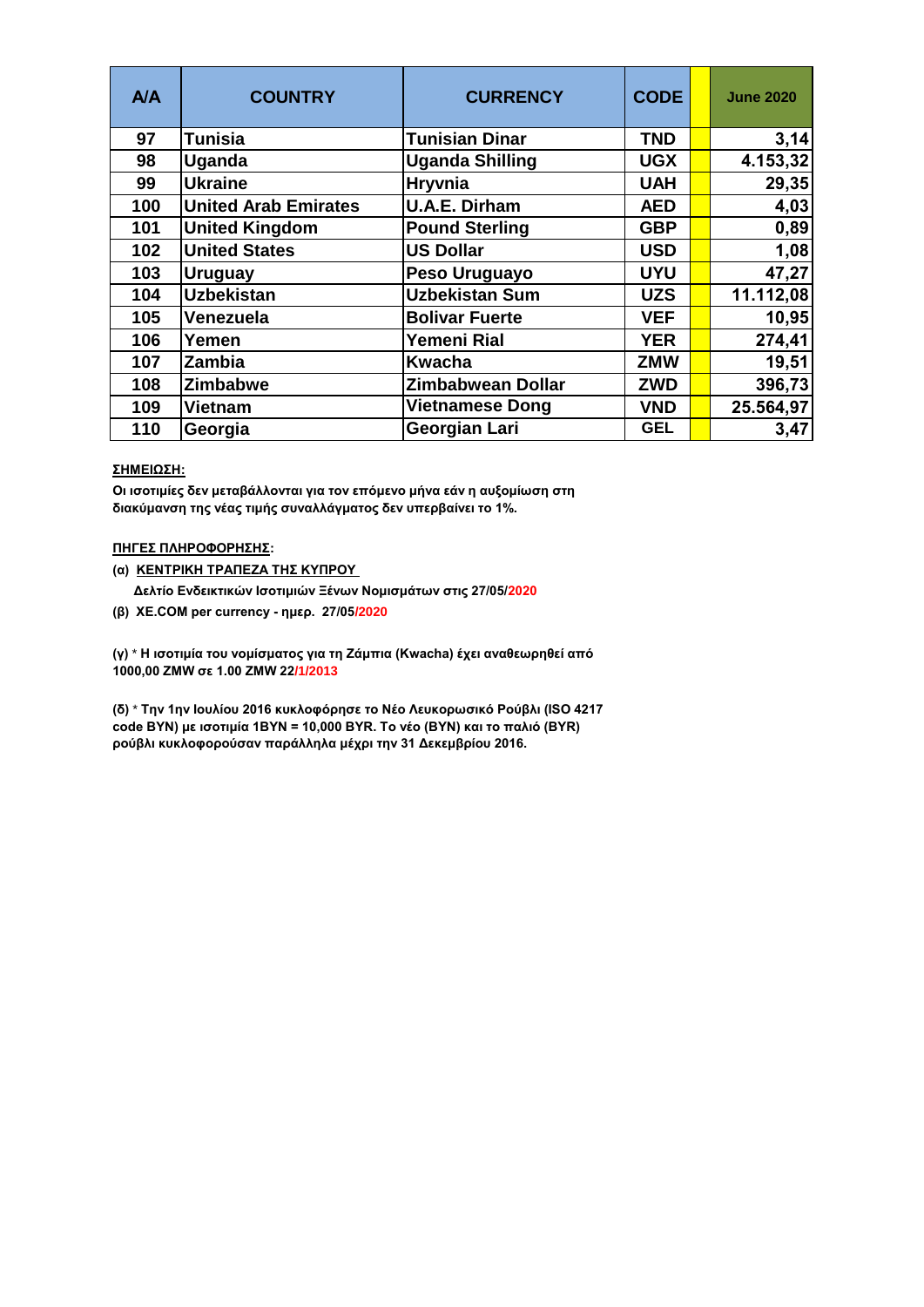| A/A | COUNTRY | CURRENCY | CODE | | June 2020 |
|---|---|---|---|---|---|
| 97 | Tunisia | Tunisian Dinar | TND | | 3,14 |
| 98 | Uganda | Uganda Shilling | UGX | | 4.153,32 |
| 99 | Ukraine | Hryvnia | UAH | | 29,35 |
| 100 | United Arab Emirates | U.A.E. Dirham | AED | | 4,03 |
| 101 | United Kingdom | Pound Sterling | GBP | | 0,89 |
| 102 | United States | US Dollar | USD | | 1,08 |
| 103 | Uruguay | Peso Uruguayo | UYU | | 47,27 |
| 104 | Uzbekistan | Uzbekistan Sum | UZS | | 11.112,08 |
| 105 | Venezuela | Bolivar Fuerte | VEF | | 10,95 |
| 106 | Yemen | Yemeni Rial | YER | | 274,41 |
| 107 | Zambia | Kwacha | ZMW | | 19,51 |
| 108 | Zimbabwe | Zimbabwean Dollar | ZWD | | 396,73 |
| 109 | Vietnam | Vietnamese Dong | VND | | 25.564,97 |
| 110 | Georgia | Georgian Lari | GEL | | 3,47 |

**ΣΗΜΕΙΩΣΗ:**

**Οι ισοτιμίες δεν μεταβάλλονται για τον επόμενο μήνα εάν η αυξομίωση στη διακύμανση της νέας τιμής συναλλάγματος δεν υπερβαίνει το 1%.**

**ΠΗΓΕΣ ΠΛΗΡΟΦΟΡΗΣΗΣ:**

**(α) ΚΕΝΤΡΙΚΗ ΤΡΑΠΕΖΑ ΤΗΣ ΚΥΠΡΟΥ**

**Δελτίο Ενδεικτικών Ισοτιμιών Ξένων Νομισμάτων στις 27/05/2020**

**(β) XE.COM per currency - ημερ. 27/05/2020**

**(γ) * Η ισοτιμία του νομίσματος για τη Ζάμπια (Kwacha) έχει αναθεωρηθεί από 1000,00 ZMW σε 1.00 ZMW 22/1/2013**

**(δ) * Την 1ην Ιουλίου 2016 κυκλοφόρησε το Νέο Λευκορωσικό Ρούβλι (ISO 4217 code BYN) με ισοτιμία 1BYN = 10,000 BYR. Το νέο (BYN) και το παλιό (BYR) ρούβλι κυκλοφορούσαν παράλληλα μέχρι την 31 Δεκεμβρίου 2016.**